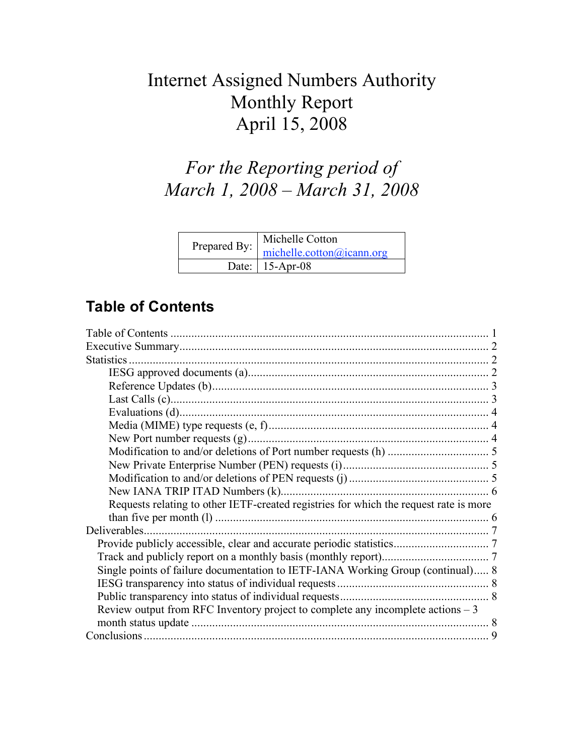# Internet Assigned Numbers Authority
# Monthly Report
# April 15, 2008

## *For the Reporting period of*
## *March 1, 2008 – March 31, 2008*

| Prepared By: | Michelle Cotton<br>michelle.cotton@icann.org |
|---|---|
| Date: | 15-Apr-08 |

## Table of Contents

- Table of Contents ........................................................ 1
- Executive Summary ........................................................ 2
- Statistics ........................................................ 2
  - IESG approved documents (a) ........................................................ 2
  - Reference Updates (b) ........................................................ 3
  - Last Calls (c) ........................................................ 3
  - Evaluations (d) ........................................................ 4
  - Media (MIME) type requests (e, f) ........................................................ 4
  - New Port number requests (g) ........................................................ 4
  - Modification to and/or deletions of Port number requests (h) ........................................................ 5
  - New Private Enterprise Number (PEN) requests (i) ........................................................ 5
  - Modification to and/or deletions of PEN requests (j) ........................................................ 5
  - New IANA TRIP ITAD Numbers (k) ........................................................ 6
  - Requests relating to other IETF-created registries for which the request rate is more than five per month (l) ........................................................ 6
- Deliverables ........................................................ 7
  - Provide publicly accessible, clear and accurate periodic statistics ........................................................ 7
  - Track and publicly report on a monthly basis (monthly report) ........................................................ 7
  - Single points of failure documentation to IETF-IANA Working Group (continual) ........................................................ 8
  - IESG transparency into status of individual requests ........................................................ 8
  - Public transparency into status of individual requests ........................................................ 8
  - Review output from RFC Inventory project to complete any incomplete actions – 3 month status update ........................................................ 8
- Conclusions ........................................................ 9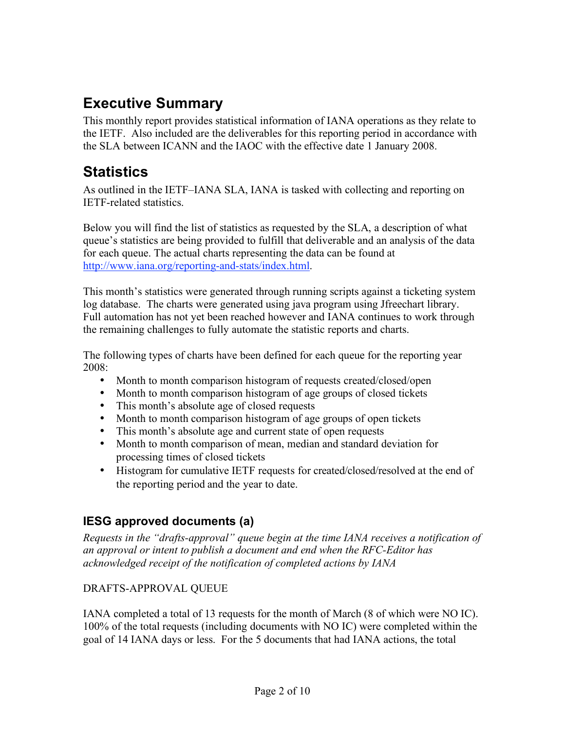# Executive Summary

This monthly report provides statistical information of IANA operations as they relate to the IETF. Also included are the deliverables for this reporting period in accordance with the SLA between ICANN and the IAOC with the effective date 1 January 2008.

# Statistics

As outlined in the IETF–IANA SLA, IANA is tasked with collecting and reporting on IETF-related statistics.

Below you will find the list of statistics as requested by the SLA, a description of what queue's statistics are being provided to fulfill that deliverable and an analysis of the data for each queue. The actual charts representing the data can be found at [http://www.iana.org/reporting-and-stats/index.html](http://www.iana.org/reporting-and-stats/index.html).

This month's statistics were generated through running scripts against a ticketing system log database. The charts were generated using java program using Jfreechart library. Full automation has not yet been reached however and IANA continues to work through the remaining challenges to fully automate the statistic reports and charts.

The following types of charts have been defined for each queue for the reporting year 2008:

- Month to month comparison histogram of requests created/closed/open
- Month to month comparison histogram of age groups of closed tickets
- This month's absolute age of closed requests
- Month to month comparison histogram of age groups of open tickets
- This month's absolute age and current state of open requests
- Month to month comparison of mean, median and standard deviation for processing times of closed tickets
- Histogram for cumulative IETF requests for created/closed/resolved at the end of the reporting period and the year to date.

## IESG approved documents (a)

*Requests in the "drafts-approval" queue begin at the time IANA receives a notification of an approval or intent to publish a document and end when the RFC-Editor has acknowledged receipt of the notification of completed actions by IANA*

DRAFTS-APPROVAL QUEUE

IANA completed a total of 13 requests for the month of March (8 of which were NO IC). 100% of the total requests (including documents with NO IC) were completed within the goal of 14 IANA days or less. For the 5 documents that had IANA actions, the total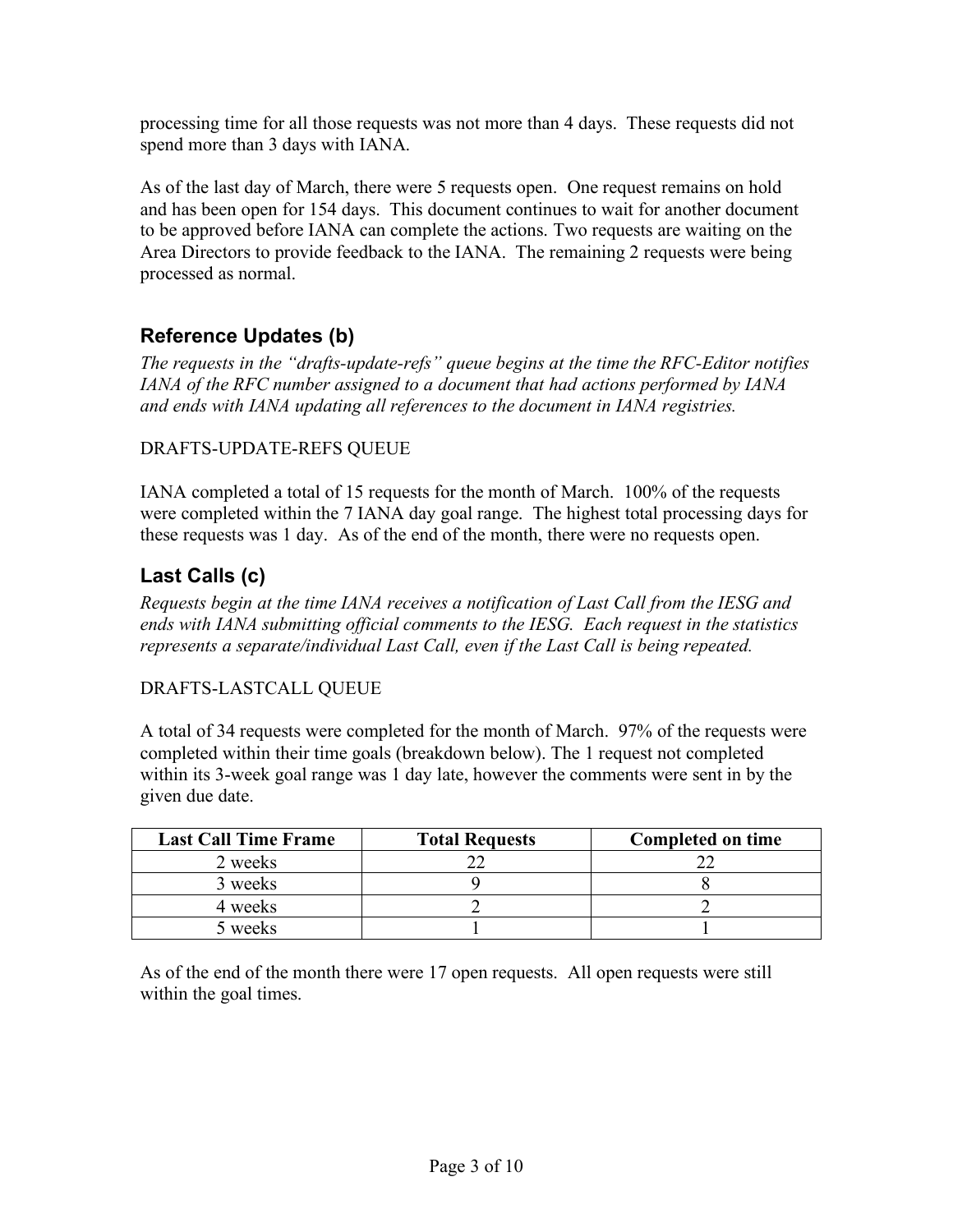processing time for all those requests was not more than 4 days. These requests did not spend more than 3 days with IANA.

As of the last day of March, there were 5 requests open. One request remains on hold and has been open for 154 days. This document continues to wait for another document to be approved before IANA can complete the actions. Two requests are waiting on the Area Directors to provide feedback to the IANA. The remaining 2 requests were being processed as normal.

## Reference Updates (b)

*The requests in the "drafts-update-refs" queue begins at the time the RFC-Editor notifies IANA of the RFC number assigned to a document that had actions performed by IANA and ends with IANA updating all references to the document in IANA registries.*

DRAFTS-UPDATE-REFS QUEUE

IANA completed a total of 15 requests for the month of March. 100% of the requests were completed within the 7 IANA day goal range. The highest total processing days for these requests was 1 day. As of the end of the month, there were no requests open.

## Last Calls (c)

*Requests begin at the time IANA receives a notification of Last Call from the IESG and ends with IANA submitting official comments to the IESG. Each request in the statistics represents a separate/individual Last Call, even if the Last Call is being repeated.*

DRAFTS-LASTCALL QUEUE

A total of 34 requests were completed for the month of March. 97% of the requests were completed within their time goals (breakdown below). The 1 request not completed within its 3-week goal range was 1 day late, however the comments were sent in by the given due date.

| Last Call Time Frame | Total Requests | Completed on time |
|---|---|---|
| 2 weeks | 22 | 22 |
| 3 weeks | 9 | 8 |
| 4 weeks | 2 | 2 |
| 5 weeks | 1 | 1 |

As of the end of the month there were 17 open requests. All open requests were still within the goal times.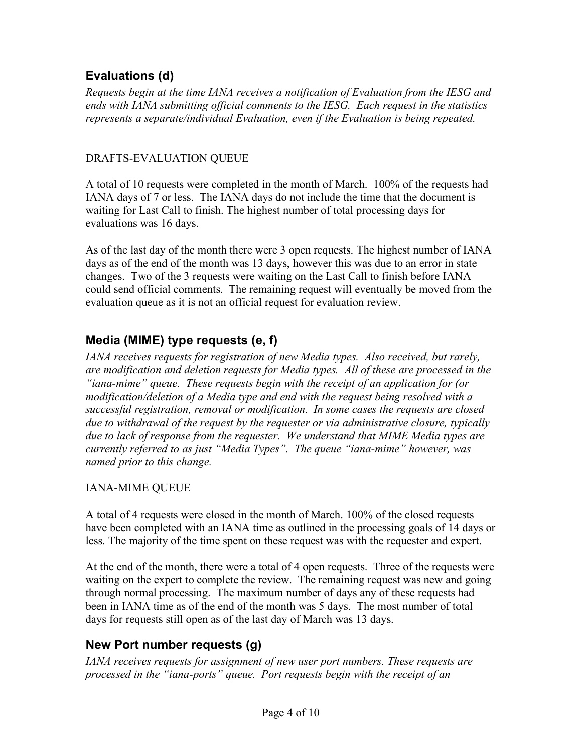## Evaluations (d)

*Requests begin at the time IANA receives a notification of Evaluation from the IESG and ends with IANA submitting official comments to the IESG. Each request in the statistics represents a separate/individual Evaluation, even if the Evaluation is being repeated.*

DRAFTS-EVALUATION QUEUE

A total of 10 requests were completed in the month of March. 100% of the requests had IANA days of 7 or less. The IANA days do not include the time that the document is waiting for Last Call to finish. The highest number of total processing days for evaluations was 16 days.

As of the last day of the month there were 3 open requests. The highest number of IANA days as of the end of the month was 13 days, however this was due to an error in state changes. Two of the 3 requests were waiting on the Last Call to finish before IANA could send official comments. The remaining request will eventually be moved from the evaluation queue as it is not an official request for evaluation review.

## Media (MIME) type requests (e, f)

*IANA receives requests for registration of new Media types. Also received, but rarely, are modification and deletion requests for Media types. All of these are processed in the "iana-mime" queue. These requests begin with the receipt of an application for (or modification/deletion of a Media type and end with the request being resolved with a successful registration, removal or modification. In some cases the requests are closed due to withdrawal of the request by the requester or via administrative closure, typically due to lack of response from the requester. We understand that MIME Media types are currently referred to as just "Media Types". The queue "iana-mime" however, was named prior to this change.*

IANA-MIME QUEUE

A total of 4 requests were closed in the month of March. 100% of the closed requests have been completed with an IANA time as outlined in the processing goals of 14 days or less. The majority of the time spent on these request was with the requester and expert.

At the end of the month, there were a total of 4 open requests. Three of the requests were waiting on the expert to complete the review. The remaining request was new and going through normal processing. The maximum number of days any of these requests had been in IANA time as of the end of the month was 5 days. The most number of total days for requests still open as of the last day of March was 13 days.

## New Port number requests (g)

*IANA receives requests for assignment of new user port numbers. These requests are processed in the "iana-ports" queue. Port requests begin with the receipt of an*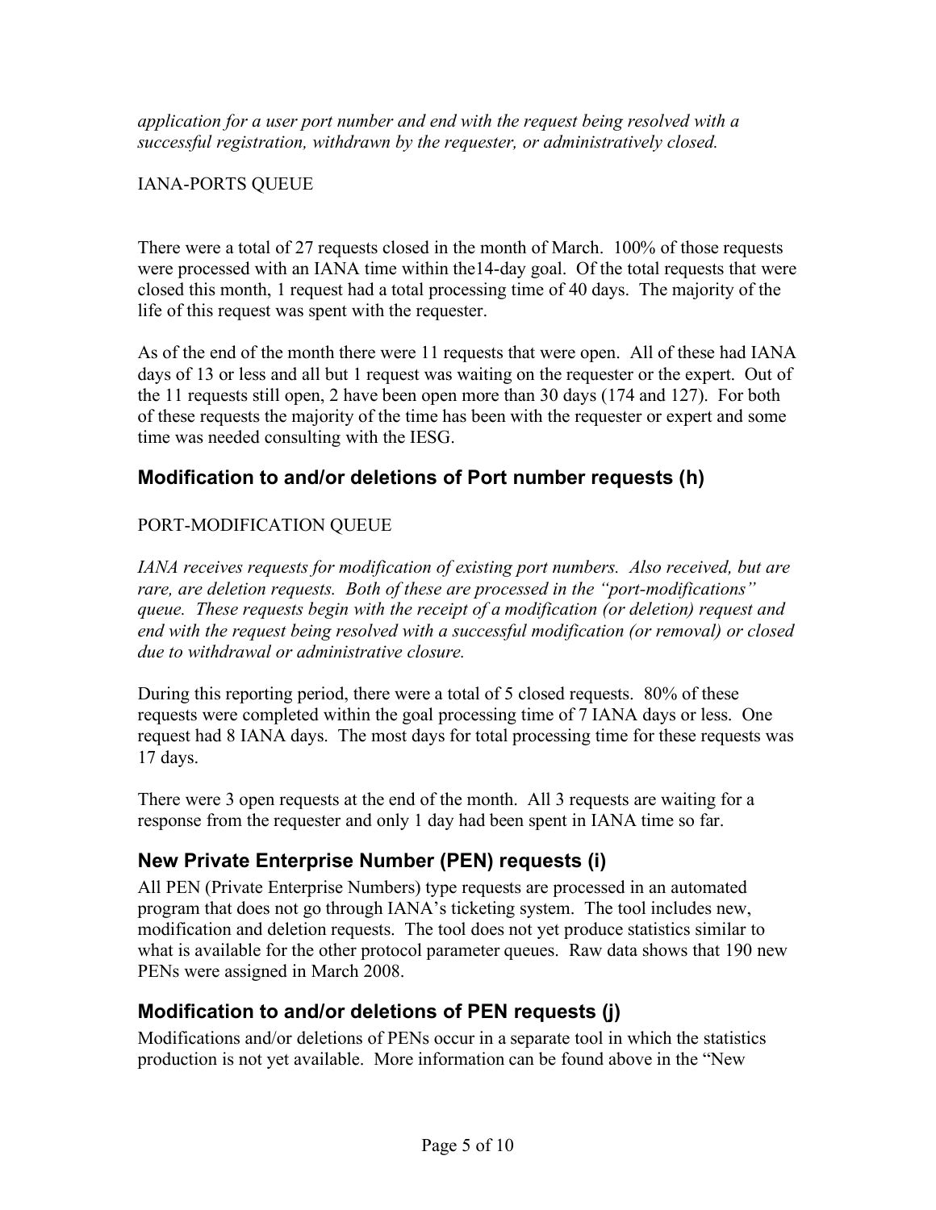*application for a user port number and end with the request being resolved with a successful registration, withdrawn by the requester, or administratively closed.*

IANA-PORTS QUEUE

There were a total of 27 requests closed in the month of March. 100% of those requests were processed with an IANA time within the14-day goal. Of the total requests that were closed this month, 1 request had a total processing time of 40 days. The majority of the life of this request was spent with the requester.

As of the end of the month there were 11 requests that were open. All of these had IANA days of 13 or less and all but 1 request was waiting on the requester or the expert. Out of the 11 requests still open, 2 have been open more than 30 days (174 and 127). For both of these requests the majority of the time has been with the requester or expert and some time was needed consulting with the IESG.

## Modification to and/or deletions of Port number requests (h)

PORT-MODIFICATION QUEUE

*IANA receives requests for modification of existing port numbers. Also received, but are rare, are deletion requests. Both of these are processed in the "port-modifications" queue. These requests begin with the receipt of a modification (or deletion) request and end with the request being resolved with a successful modification (or removal) or closed due to withdrawal or administrative closure.*

During this reporting period, there were a total of 5 closed requests. 80% of these requests were completed within the goal processing time of 7 IANA days or less. One request had 8 IANA days. The most days for total processing time for these requests was 17 days.

There were 3 open requests at the end of the month. All 3 requests are waiting for a response from the requester and only 1 day had been spent in IANA time so far.

## New Private Enterprise Number (PEN) requests (i)

All PEN (Private Enterprise Numbers) type requests are processed in an automated program that does not go through IANA's ticketing system. The tool includes new, modification and deletion requests. The tool does not yet produce statistics similar to what is available for the other protocol parameter queues. Raw data shows that 190 new PENs were assigned in March 2008.

## Modification to and/or deletions of PEN requests (j)

Modifications and/or deletions of PENs occur in a separate tool in which the statistics production is not yet available. More information can be found above in the "New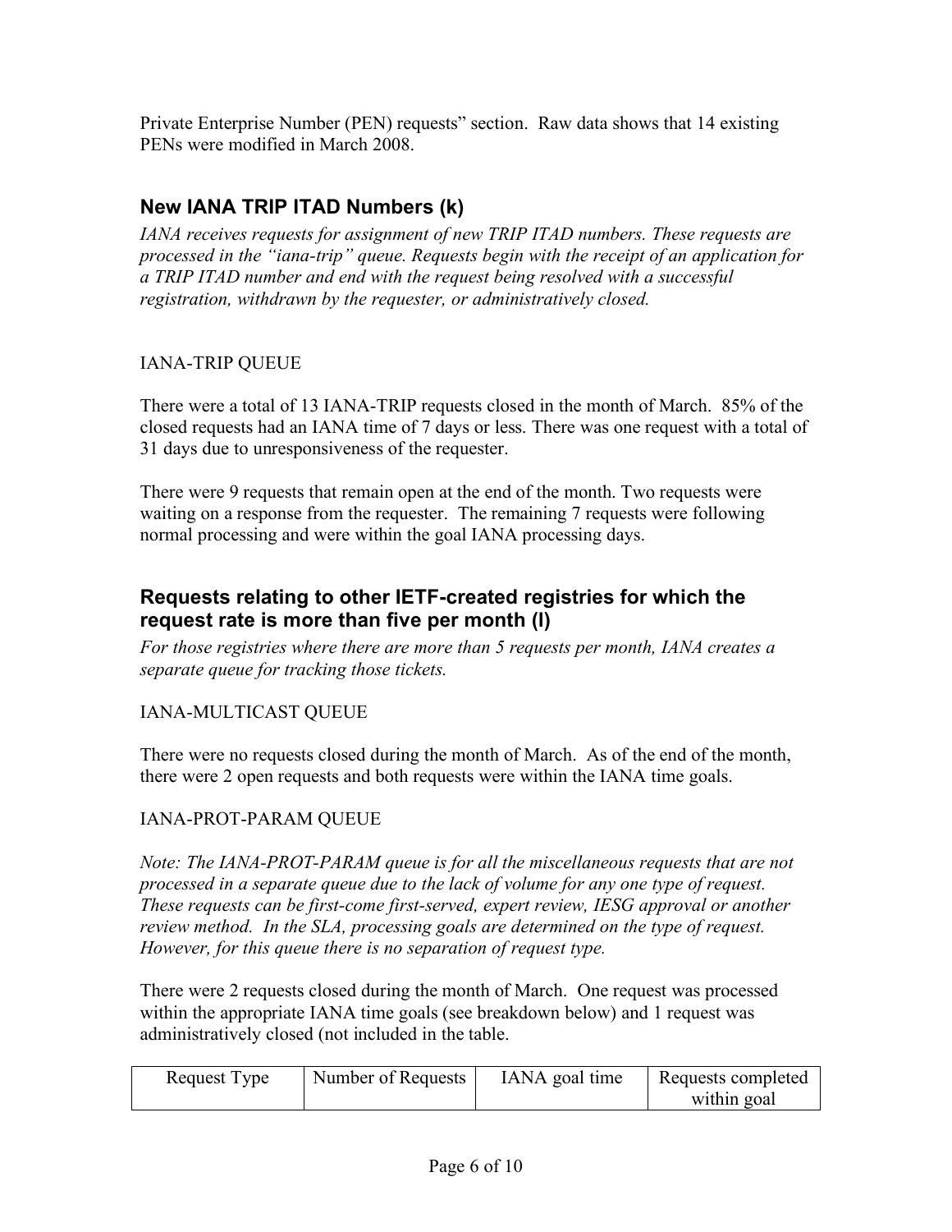Private Enterprise Number (PEN) requests" section. Raw data shows that 14 existing PENs were modified in March 2008.

## New IANA TRIP ITAD Numbers (k)

*IANA receives requests for assignment of new TRIP ITAD numbers. These requests are processed in the "iana-trip" queue. Requests begin with the receipt of an application for a TRIP ITAD number and end with the request being resolved with a successful registration, withdrawn by the requester, or administratively closed.*

IANA-TRIP QUEUE

There were a total of 13 IANA-TRIP requests closed in the month of March. 85% of the closed requests had an IANA time of 7 days or less. There was one request with a total of 31 days due to unresponsiveness of the requester.

There were 9 requests that remain open at the end of the month. Two requests were waiting on a response from the requester. The remaining 7 requests were following normal processing and were within the goal IANA processing days.

## Requests relating to other IETF-created registries for which the request rate is more than five per month (l)

*For those registries where there are more than 5 requests per month, IANA creates a separate queue for tracking those tickets.*

IANA-MULTICAST QUEUE

There were no requests closed during the month of March. As of the end of the month, there were 2 open requests and both requests were within the IANA time goals.

IANA-PROT-PARAM QUEUE

*Note: The IANA-PROT-PARAM queue is for all the miscellaneous requests that are not processed in a separate queue due to the lack of volume for any one type of request. These requests can be first-come first-served, expert review, IESG approval or another review method. In the SLA, processing goals are determined on the type of request. However, for this queue there is no separation of request type.*

There were 2 requests closed during the month of March. One request was processed within the appropriate IANA time goals (see breakdown below) and 1 request was administratively closed (not included in the table.

| Request Type | Number of Requests | IANA goal time | Requests completed within goal |
|---|---|---|---|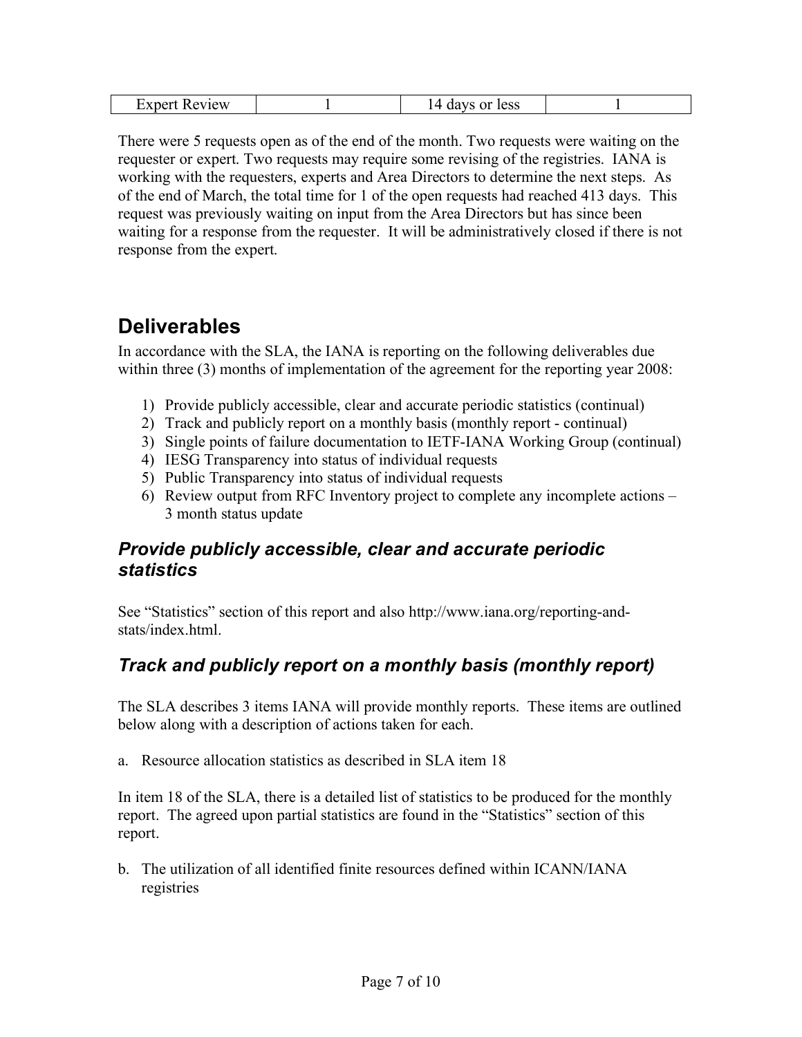| Expert Review | 1 | 14 days or less | 1 |
|---|---|---|---|

There were 5 requests open as of the end of the month. Two requests were waiting on the requester or expert. Two requests may require some revising of the registries. IANA is working with the requesters, experts and Area Directors to determine the next steps. As of the end of March, the total time for 1 of the open requests had reached 413 days. This request was previously waiting on input from the Area Directors but has since been waiting for a response from the requester. It will be administratively closed if there is not response from the expert.

# Deliverables

In accordance with the SLA, the IANA is reporting on the following deliverables due within three (3) months of implementation of the agreement for the reporting year 2008:

1) Provide publicly accessible, clear and accurate periodic statistics (continual)
2) Track and publicly report on a monthly basis (monthly report - continual)
3) Single points of failure documentation to IETF-IANA Working Group (continual)
4) IESG Transparency into status of individual requests
5) Public Transparency into status of individual requests
6) Review output from RFC Inventory project to complete any incomplete actions – 3 month status update

## *Provide publicly accessible, clear and accurate periodic statistics*

See "Statistics" section of this report and also http://www.iana.org/reporting-and-stats/index.html.

## *Track and publicly report on a monthly basis (monthly report)*

The SLA describes 3 items IANA will provide monthly reports. These items are outlined below along with a description of actions taken for each.

a. Resource allocation statistics as described in SLA item 18

In item 18 of the SLA, there is a detailed list of statistics to be produced for the monthly report. The agreed upon partial statistics are found in the "Statistics" section of this report.

b. The utilization of all identified finite resources defined within ICANN/IANA registries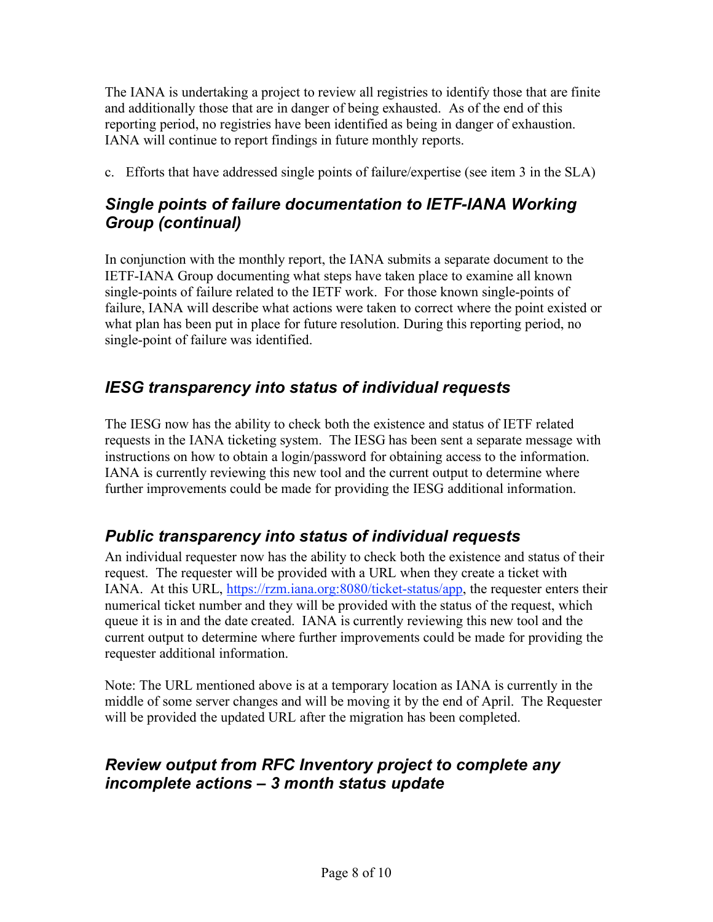The IANA is undertaking a project to review all registries to identify those that are finite and additionally those that are in danger of being exhausted. As of the end of this reporting period, no registries have been identified as being in danger of exhaustion. IANA will continue to report findings in future monthly reports.

c. Efforts that have addressed single points of failure/expertise (see item 3 in the SLA)

## *Single points of failure documentation to IETF-IANA Working Group (continual)*

In conjunction with the monthly report, the IANA submits a separate document to the IETF-IANA Group documenting what steps have taken place to examine all known single-points of failure related to the IETF work. For those known single-points of failure, IANA will describe what actions were taken to correct where the point existed or what plan has been put in place for future resolution. During this reporting period, no single-point of failure was identified.

## *IESG transparency into status of individual requests*

The IESG now has the ability to check both the existence and status of IETF related requests in the IANA ticketing system. The IESG has been sent a separate message with instructions on how to obtain a login/password for obtaining access to the information. IANA is currently reviewing this new tool and the current output to determine where further improvements could be made for providing the IESG additional information.

## *Public transparency into status of individual requests*

An individual requester now has the ability to check both the existence and status of their request. The requester will be provided with a URL when they create a ticket with IANA. At this URL, [https://rzm.iana.org:8080/ticket-status/app](https://rzm.iana.org:8080/ticket-status/app), the requester enters their numerical ticket number and they will be provided with the status of the request, which queue it is in and the date created. IANA is currently reviewing this new tool and the current output to determine where further improvements could be made for providing the requester additional information.

Note: The URL mentioned above is at a temporary location as IANA is currently in the middle of some server changes and will be moving it by the end of April. The Requester will be provided the updated URL after the migration has been completed.

## *Review output from RFC Inventory project to complete any incomplete actions – 3 month status update*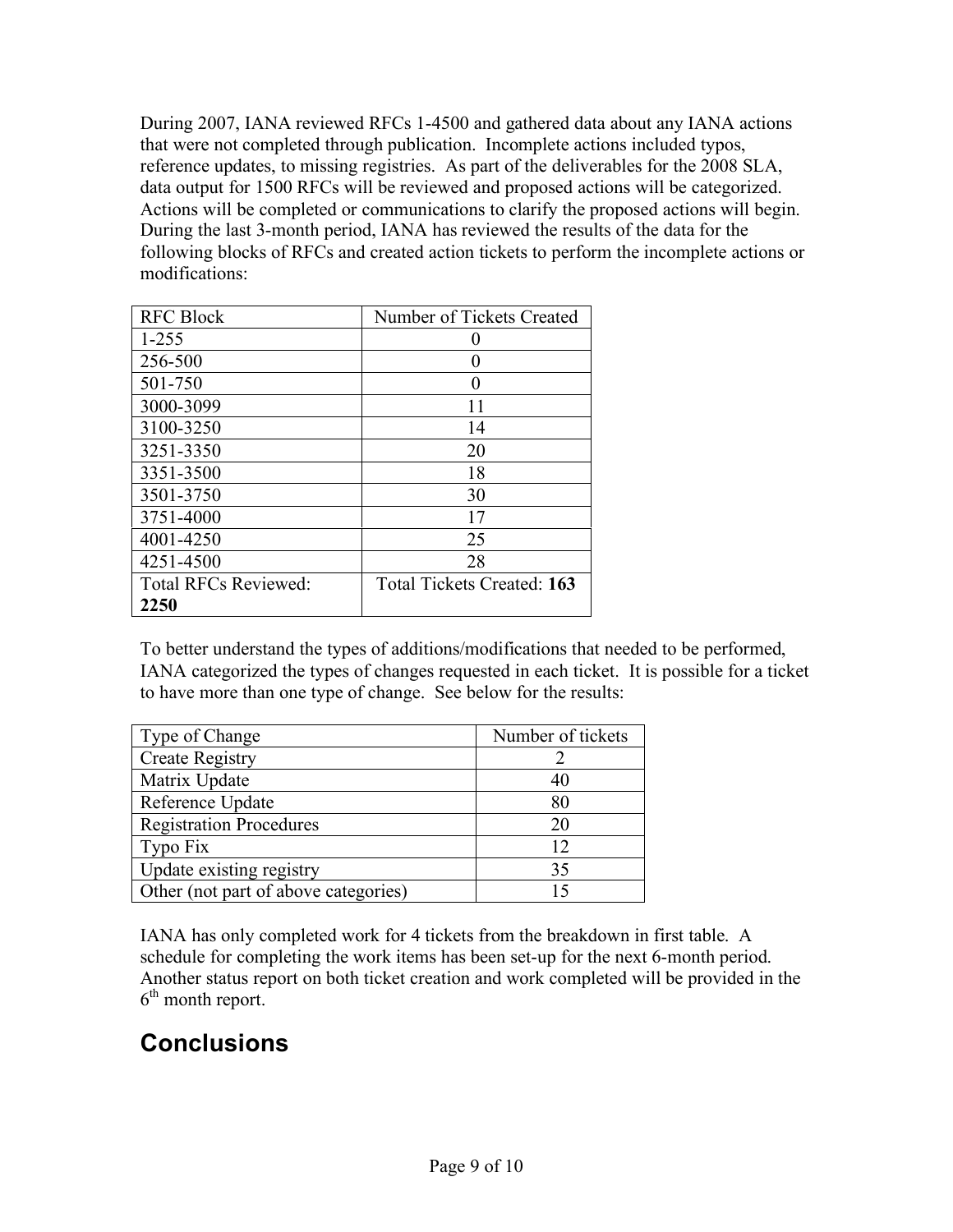During 2007, IANA reviewed RFCs 1-4500 and gathered data about any IANA actions that were not completed through publication. Incomplete actions included typos, reference updates, to missing registries. As part of the deliverables for the 2008 SLA, data output for 1500 RFCs will be reviewed and proposed actions will be categorized. Actions will be completed or communications to clarify the proposed actions will begin. During the last 3-month period, IANA has reviewed the results of the data for the following blocks of RFCs and created action tickets to perform the incomplete actions or modifications:

| RFC Block | Number of Tickets Created |
|---|---|
| 1-255 | 0 |
| 256-500 | 0 |
| 501-750 | 0 |
| 3000-3099 | 11 |
| 3100-3250 | 14 |
| 3251-3350 | 20 |
| 3351-3500 | 18 |
| 3501-3750 | 30 |
| 3751-4000 | 17 |
| 4001-4250 | 25 |
| 4251-4500 | 28 |
| Total RFCs Reviewed: **2250** | Total Tickets Created: **163** |

To better understand the types of additions/modifications that needed to be performed, IANA categorized the types of changes requested in each ticket. It is possible for a ticket to have more than one type of change. See below for the results:

| Type of Change | Number of tickets |
|---|---|
| Create Registry | 2 |
| Matrix Update | 40 |
| Reference Update | 80 |
| Registration Procedures | 20 |
| Typo Fix | 12 |
| Update existing registry | 35 |
| Other (not part of above categories) | 15 |

IANA has only completed work for 4 tickets from the breakdown in first table. A schedule for completing the work items has been set-up for the next 6-month period. Another status report on both ticket creation and work completed will be provided in the 6th month report.

# Conclusions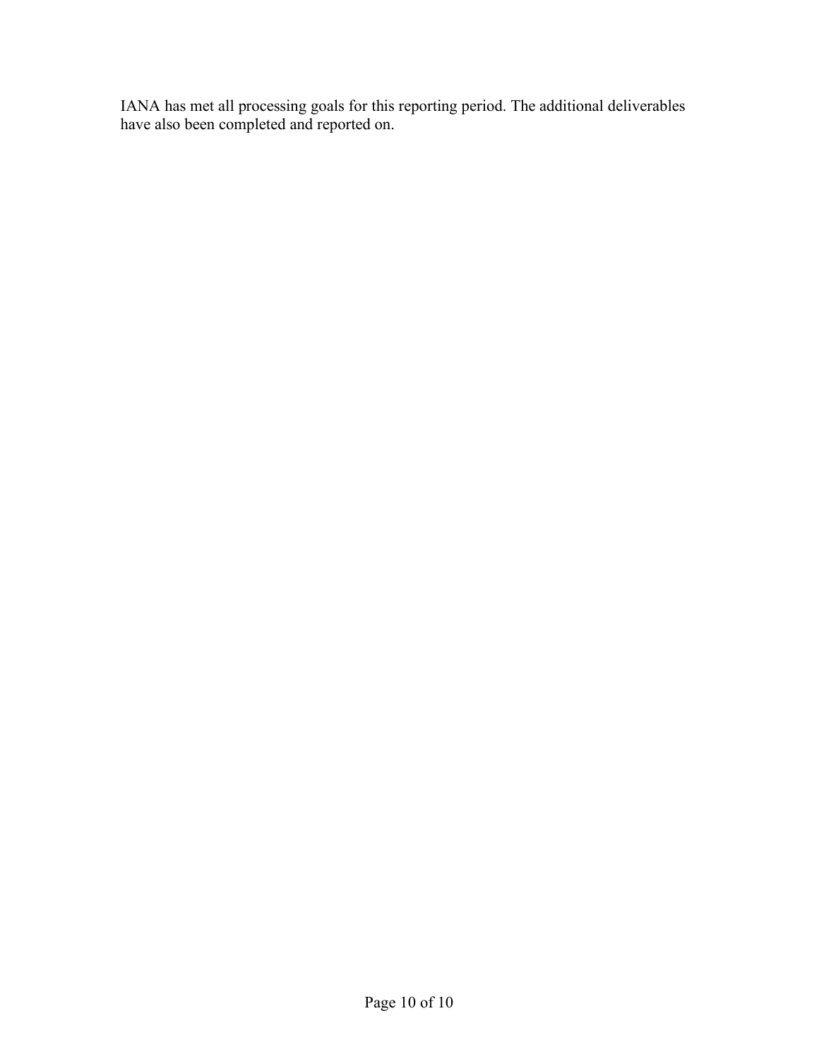IANA has met all processing goals for this reporting period. The additional deliverables have also been completed and reported on.